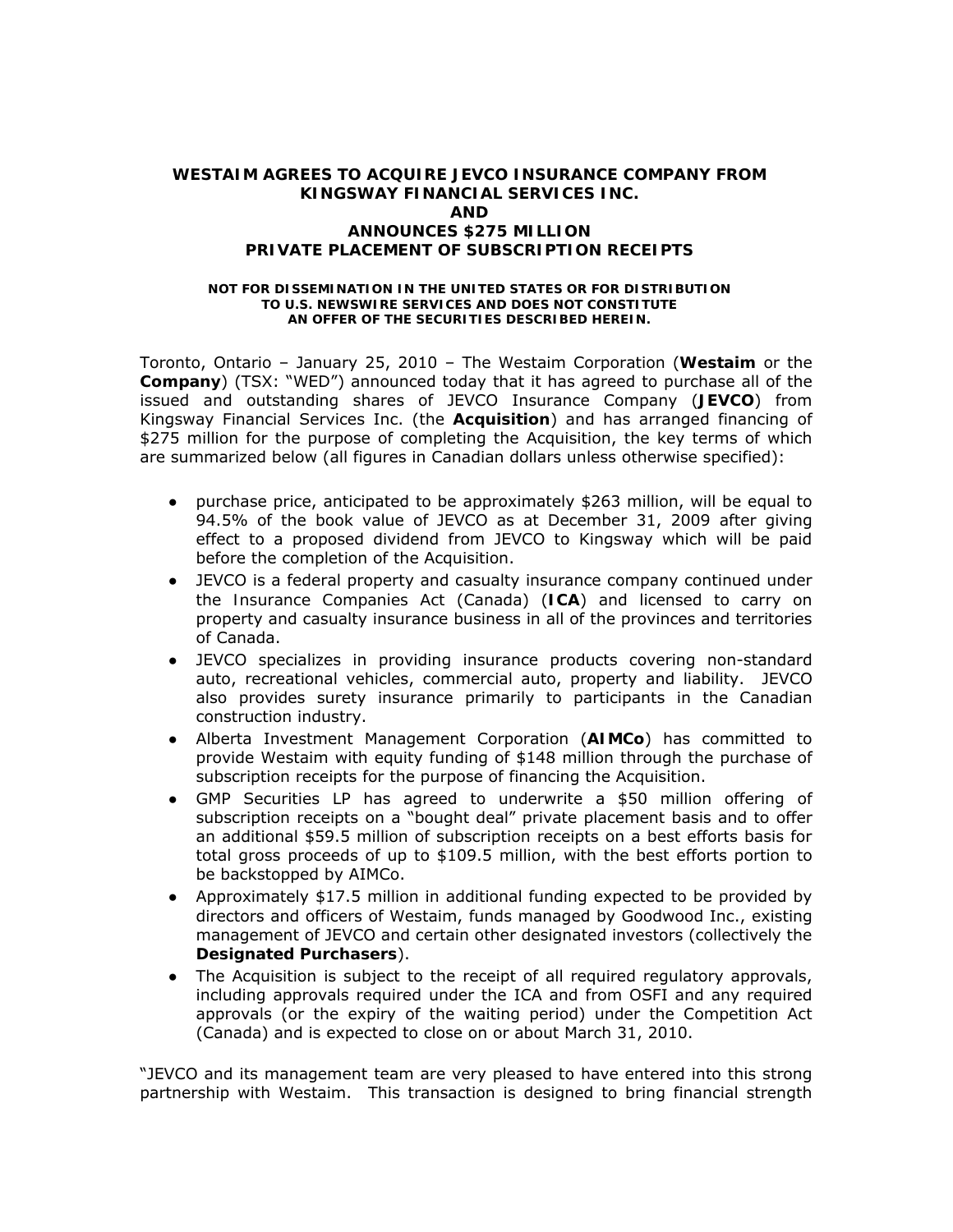# WESTAIM AGREES TO ACQUIRE JEVCO INSURANCE COMPANY FROM KINGSWAY FINANCIAL SERVICES INC. AND ANNOUNCES $275 MILLION PRIVATE PLACEMENT OF SUBSCRIPTION RECEIPTS

**NOT FOR DISSEMINATION IN THE UNITED STATES OR FOR DISTRIBUTION TO U.S. NEWSWIRE SERVICES AND DOES NOT CONSTITUTE AN OFFER OF THE SECURITIES DESCRIBED HEREIN.**

Toronto, Ontario – January 25, 2010 – The Westaim Corporation (**Westaim** or the **Company**) (TSX: "WED") announced today that it has agreed to purchase all of the issued and outstanding shares of JEVCO Insurance Company (**JEVCO**) from Kingsway Financial Services Inc. (the **Acquisition**) and has arranged financing of $275 million for the purpose of completing the Acquisition, the key terms of which are summarized below (all figures in Canadian dollars unless otherwise specified):

- purchase price, anticipated to be approximately $263 million, will be equal to 94.5% of the book value of JEVCO as at December 31, 2009 after giving effect to a proposed dividend from JEVCO to Kingsway which will be paid before the completion of the Acquisition.
- JEVCO is a federal property and casualty insurance company continued under the Insurance Companies Act (Canada) (**ICA**) and licensed to carry on property and casualty insurance business in all of the provinces and territories of Canada.
- JEVCO specializes in providing insurance products covering non-standard auto, recreational vehicles, commercial auto, property and liability. JEVCO also provides surety insurance primarily to participants in the Canadian construction industry.
- Alberta Investment Management Corporation (**AIMCo**) has committed to provide Westaim with equity funding of $148 million through the purchase of subscription receipts for the purpose of financing the Acquisition.
- GMP Securities LP has agreed to underwrite a $50 million offering of subscription receipts on a "bought deal" private placement basis and to offer an additional $59.5 million of subscription receipts on a best efforts basis for total gross proceeds of up to $109.5 million, with the best efforts portion to be backstopped by AIMCo.
- Approximately $17.5 million in additional funding expected to be provided by directors and officers of Westaim, funds managed by Goodwood Inc., existing management of JEVCO and certain other designated investors (collectively the **Designated Purchasers**).
- The Acquisition is subject to the receipt of all required regulatory approvals, including approvals required under the ICA and from OSFI and any required approvals (or the expiry of the waiting period) under the Competition Act (Canada) and is expected to close on or about March 31, 2010.

"JEVCO and its management team are very pleased to have entered into this strong partnership with Westaim. This transaction is designed to bring financial strength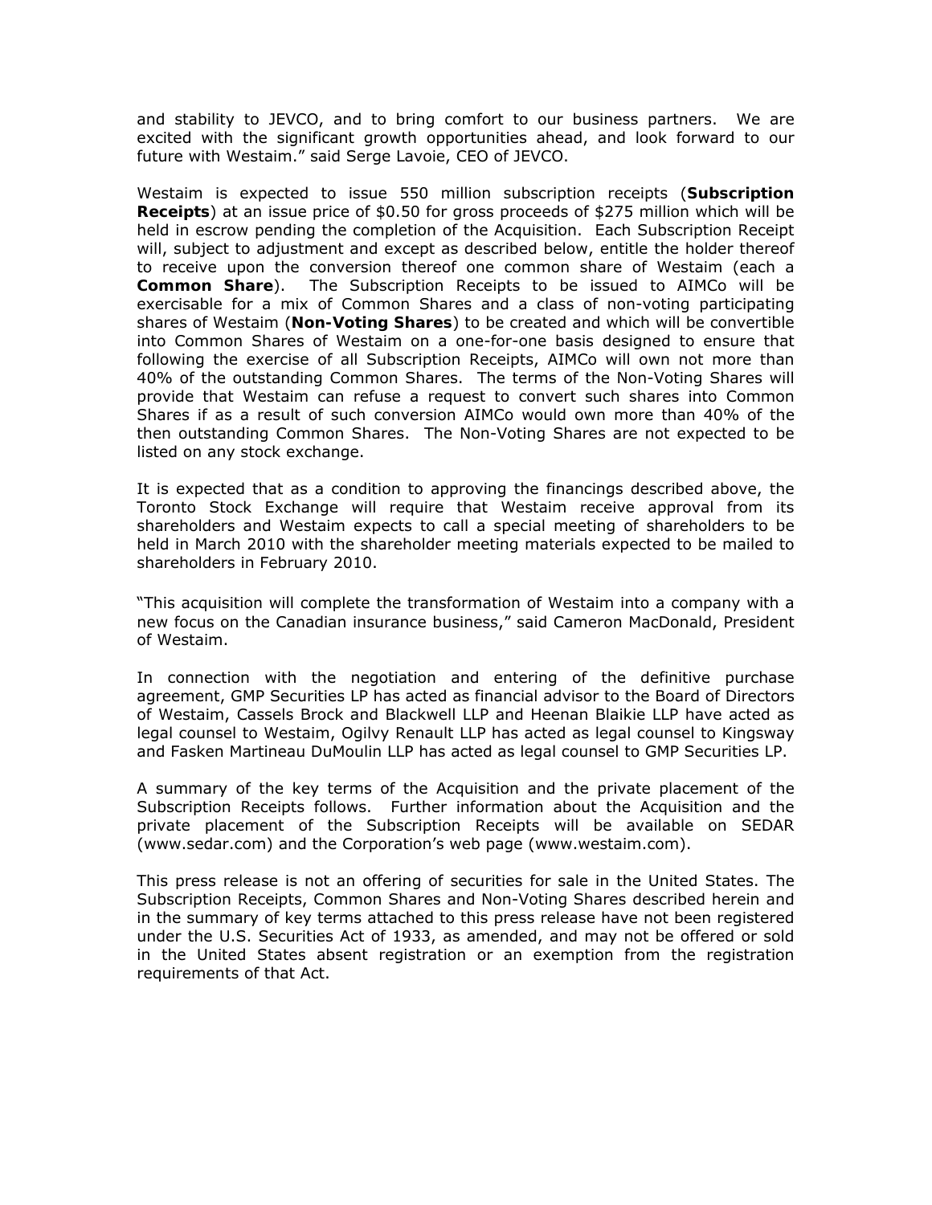and stability to JEVCO, and to bring comfort to our business partners. We are excited with the significant growth opportunities ahead, and look forward to our future with Westaim." said Serge Lavoie, CEO of JEVCO.

Westaim is expected to issue 550 million subscription receipts (**Subscription Receipts**) at an issue price of $0.50 for gross proceeds of $275 million which will be held in escrow pending the completion of the Acquisition. Each Subscription Receipt will, subject to adjustment and except as described below, entitle the holder thereof to receive upon the conversion thereof one common share of Westaim (each a **Common Share**). The Subscription Receipts to be issued to AIMCo will be exercisable for a mix of Common Shares and a class of non-voting participating shares of Westaim (**Non-Voting Shares**) to be created and which will be convertible into Common Shares of Westaim on a one-for-one basis designed to ensure that following the exercise of all Subscription Receipts, AIMCo will own not more than 40% of the outstanding Common Shares. The terms of the Non-Voting Shares will provide that Westaim can refuse a request to convert such shares into Common Shares if as a result of such conversion AIMCo would own more than 40% of the then outstanding Common Shares. The Non-Voting Shares are not expected to be listed on any stock exchange.

It is expected that as a condition to approving the financings described above, the Toronto Stock Exchange will require that Westaim receive approval from its shareholders and Westaim expects to call a special meeting of shareholders to be held in March 2010 with the shareholder meeting materials expected to be mailed to shareholders in February 2010.

"This acquisition will complete the transformation of Westaim into a company with a new focus on the Canadian insurance business," said Cameron MacDonald, President of Westaim.

In connection with the negotiation and entering of the definitive purchase agreement, GMP Securities LP has acted as financial advisor to the Board of Directors of Westaim, Cassels Brock and Blackwell LLP and Heenan Blaikie LLP have acted as legal counsel to Westaim, Ogilvy Renault LLP has acted as legal counsel to Kingsway and Fasken Martineau DuMoulin LLP has acted as legal counsel to GMP Securities LP.

A summary of the key terms of the Acquisition and the private placement of the Subscription Receipts follows. Further information about the Acquisition and the private placement of the Subscription Receipts will be available on SEDAR (www.sedar.com) and the Corporation's web page (www.westaim.com).

This press release is not an offering of securities for sale in the United States. The Subscription Receipts, Common Shares and Non-Voting Shares described herein and in the summary of key terms attached to this press release have not been registered under the U.S. Securities Act of 1933, as amended, and may not be offered or sold in the United States absent registration or an exemption from the registration requirements of that Act.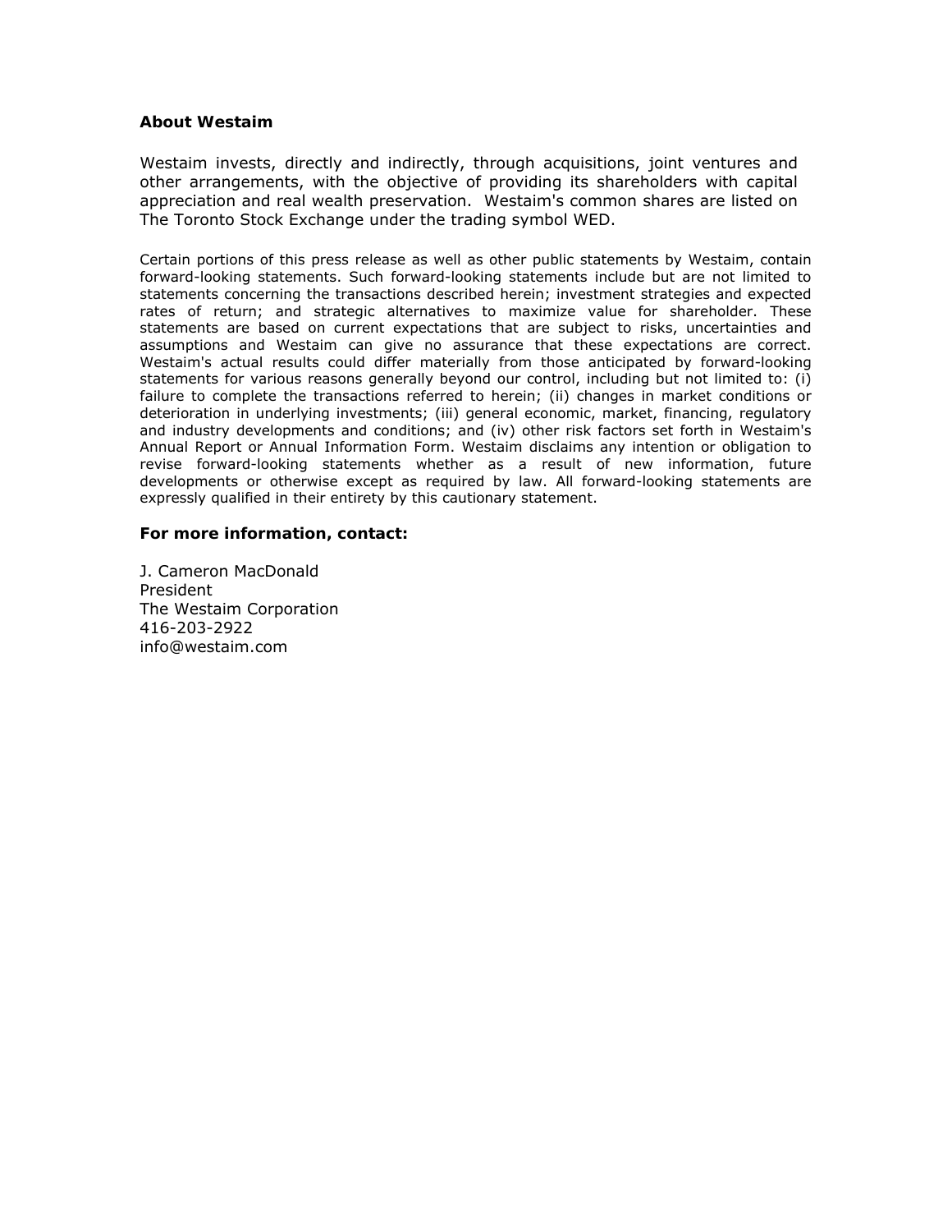**About Westaim**

Westaim invests, directly and indirectly, through acquisitions, joint ventures and other arrangements, with the objective of providing its shareholders with capital appreciation and real wealth preservation. Westaim's common shares are listed on The Toronto Stock Exchange under the trading symbol WED.

Certain portions of this press release as well as other public statements by Westaim, contain forward-looking statements. Such forward-looking statements include but are not limited to statements concerning the transactions described herein; investment strategies and expected rates of return; and strategic alternatives to maximize value for shareholder. These statements are based on current expectations that are subject to risks, uncertainties and assumptions and Westaim can give no assurance that these expectations are correct. Westaim's actual results could differ materially from those anticipated by forward-looking statements for various reasons generally beyond our control, including but not limited to: (i) failure to complete the transactions referred to herein; (ii) changes in market conditions or deterioration in underlying investments; (iii) general economic, market, financing, regulatory and industry developments and conditions; and (iv) other risk factors set forth in Westaim's Annual Report or Annual Information Form. Westaim disclaims any intention or obligation to revise forward-looking statements whether as a result of new information, future developments or otherwise except as required by law. All forward-looking statements are expressly qualified in their entirety by this cautionary statement.

**For more information, contact:**

J. Cameron MacDonald
President
The Westaim Corporation
416-203-2922
info@westaim.com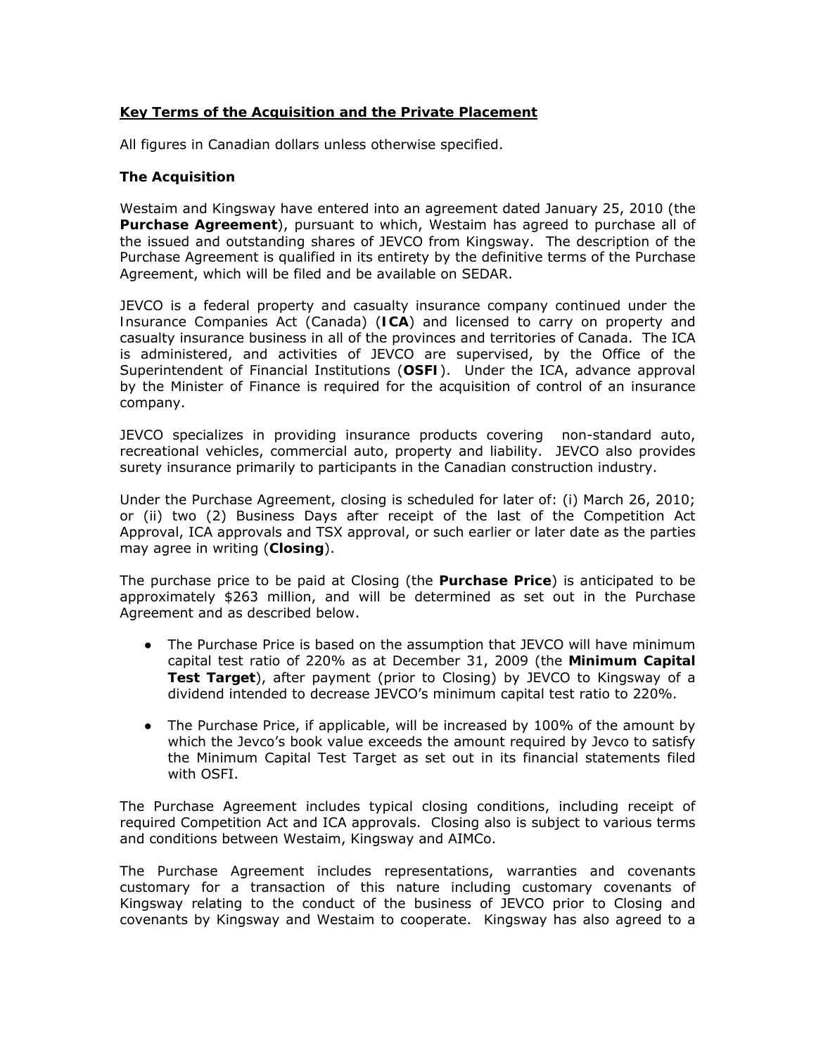**Key Terms of the Acquisition and the Private Placement**

All figures in Canadian dollars unless otherwise specified.

**The Acquisition**

Westaim and Kingsway have entered into an agreement dated January 25, 2010 (the **Purchase Agreement**), pursuant to which, Westaim has agreed to purchase all of the issued and outstanding shares of JEVCO from Kingsway. The description of the Purchase Agreement is qualified in its entirety by the definitive terms of the Purchase Agreement, which will be filed and be available on SEDAR.

JEVCO is a federal property and casualty insurance company continued under the Insurance Companies Act (Canada) (**ICA**) and licensed to carry on property and casualty insurance business in all of the provinces and territories of Canada. The ICA is administered, and activities of JEVCO are supervised, by the Office of the Superintendent of Financial Institutions (**OSFI**). Under the ICA, advance approval by the Minister of Finance is required for the acquisition of control of an insurance company.

JEVCO specializes in providing insurance products covering non-standard auto, recreational vehicles, commercial auto, property and liability. JEVCO also provides surety insurance primarily to participants in the Canadian construction industry.

Under the Purchase Agreement, closing is scheduled for later of: (i) March 26, 2010; or (ii) two (2) Business Days after receipt of the last of the Competition Act Approval, ICA approvals and TSX approval, or such earlier or later date as the parties may agree in writing (**Closing**).

The purchase price to be paid at Closing (the **Purchase Price**) is anticipated to be approximately $263 million, and will be determined as set out in the Purchase Agreement and as described below.

- The Purchase Price is based on the assumption that JEVCO will have minimum capital test ratio of 220% as at December 31, 2009 (the **Minimum Capital Test Target**), after payment (prior to Closing) by JEVCO to Kingsway of a dividend intended to decrease JEVCO's minimum capital test ratio to 220%.
- The Purchase Price, if applicable, will be increased by 100% of the amount by which the Jevco's book value exceeds the amount required by Jevco to satisfy the Minimum Capital Test Target as set out in its financial statements filed with OSFI.

The Purchase Agreement includes typical closing conditions, including receipt of required Competition Act and ICA approvals. Closing also is subject to various terms and conditions between Westaim, Kingsway and AIMCo.

The Purchase Agreement includes representations, warranties and covenants customary for a transaction of this nature including customary covenants of Kingsway relating to the conduct of the business of JEVCO prior to Closing and covenants by Kingsway and Westaim to cooperate. Kingsway has also agreed to a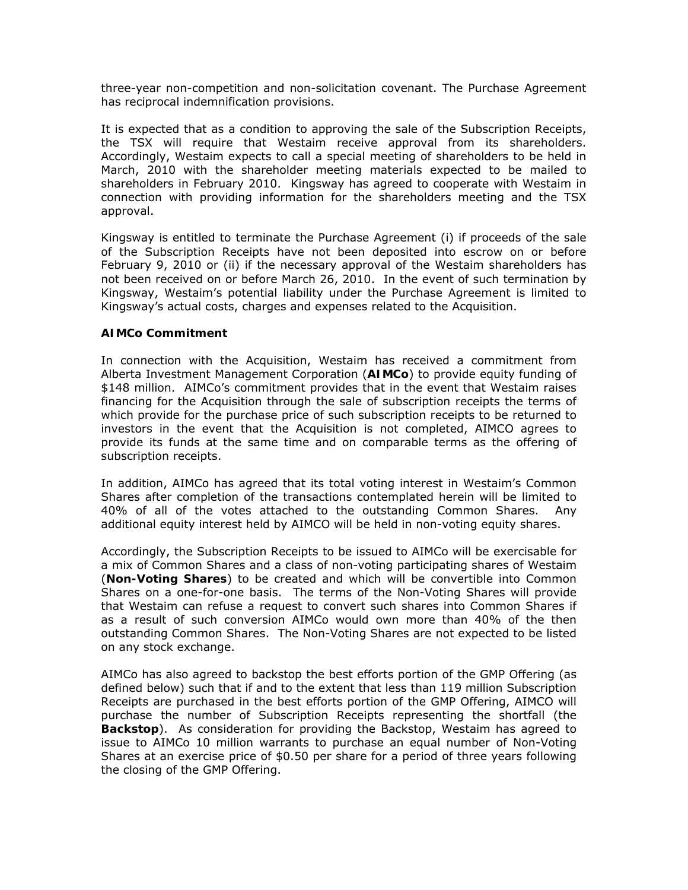three-year non-competition and non-solicitation covenant. The Purchase Agreement has reciprocal indemnification provisions.

It is expected that as a condition to approving the sale of the Subscription Receipts, the TSX will require that Westaim receive approval from its shareholders. Accordingly, Westaim expects to call a special meeting of shareholders to be held in March, 2010 with the shareholder meeting materials expected to be mailed to shareholders in February 2010. Kingsway has agreed to cooperate with Westaim in connection with providing information for the shareholders meeting and the TSX approval.

Kingsway is entitled to terminate the Purchase Agreement (i) if proceeds of the sale of the Subscription Receipts have not been deposited into escrow on or before February 9, 2010 or (ii) if the necessary approval of the Westaim shareholders has not been received on or before March 26, 2010. In the event of such termination by Kingsway, Westaim's potential liability under the Purchase Agreement is limited to Kingsway's actual costs, charges and expenses related to the Acquisition.

**AIMCo Commitment**

In connection with the Acquisition, Westaim has received a commitment from Alberta Investment Management Corporation (**AIMCo**) to provide equity funding of $148 million. AIMCo's commitment provides that in the event that Westaim raises financing for the Acquisition through the sale of subscription receipts the terms of which provide for the purchase price of such subscription receipts to be returned to investors in the event that the Acquisition is not completed, AIMCO agrees to provide its funds at the same time and on comparable terms as the offering of subscription receipts.

In addition, AIMCo has agreed that its total voting interest in Westaim's Common Shares after completion of the transactions contemplated herein will be limited to 40% of all of the votes attached to the outstanding Common Shares. Any additional equity interest held by AIMCO will be held in non-voting equity shares.

Accordingly, the Subscription Receipts to be issued to AIMCo will be exercisable for a mix of Common Shares and a class of non-voting participating shares of Westaim (**Non-Voting Shares**) to be created and which will be convertible into Common Shares on a one-for-one basis. The terms of the Non-Voting Shares will provide that Westaim can refuse a request to convert such shares into Common Shares if as a result of such conversion AIMCo would own more than 40% of the then outstanding Common Shares. The Non-Voting Shares are not expected to be listed on any stock exchange.

AIMCo has also agreed to backstop the best efforts portion of the GMP Offering (as defined below) such that if and to the extent that less than 119 million Subscription Receipts are purchased in the best efforts portion of the GMP Offering, AIMCO will purchase the number of Subscription Receipts representing the shortfall (the **Backstop**). As consideration for providing the Backstop, Westaim has agreed to issue to AIMCo 10 million warrants to purchase an equal number of Non-Voting Shares at an exercise price of $0.50 per share for a period of three years following the closing of the GMP Offering.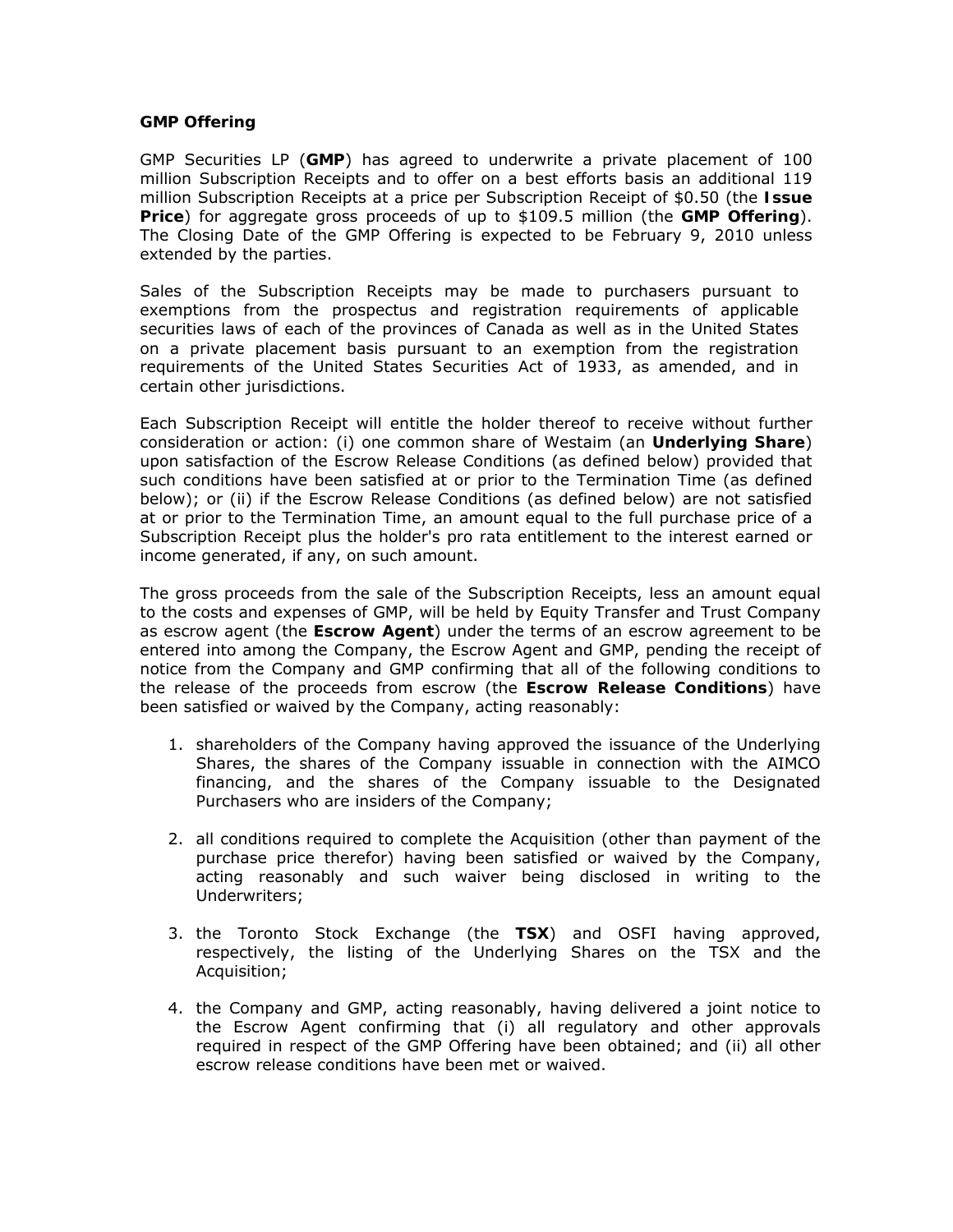**GMP Offering**

GMP Securities LP (**GMP**) has agreed to underwrite a private placement of 100 million Subscription Receipts and to offer on a best efforts basis an additional 119 million Subscription Receipts at a price per Subscription Receipt of $0.50 (the **Issue Price**) for aggregate gross proceeds of up to $109.5 million (the **GMP Offering**). The Closing Date of the GMP Offering is expected to be February 9, 2010 unless extended by the parties.

Sales of the Subscription Receipts may be made to purchasers pursuant to exemptions from the prospectus and registration requirements of applicable securities laws of each of the provinces of Canada as well as in the United States on a private placement basis pursuant to an exemption from the registration requirements of the United States Securities Act of 1933, as amended, and in certain other jurisdictions.

Each Subscription Receipt will entitle the holder thereof to receive without further consideration or action: (i) one common share of Westaim (an **Underlying Share**) upon satisfaction of the Escrow Release Conditions (as defined below) provided that such conditions have been satisfied at or prior to the Termination Time (as defined below); or (ii) if the Escrow Release Conditions (as defined below) are not satisfied at or prior to the Termination Time, an amount equal to the full purchase price of a Subscription Receipt plus the holder's pro rata entitlement to the interest earned or income generated, if any, on such amount.

The gross proceeds from the sale of the Subscription Receipts, less an amount equal to the costs and expenses of GMP, will be held by Equity Transfer and Trust Company as escrow agent (the **Escrow Agent**) under the terms of an escrow agreement to be entered into among the Company, the Escrow Agent and GMP, pending the receipt of notice from the Company and GMP confirming that all of the following conditions to the release of the proceeds from escrow (the **Escrow Release Conditions**) have been satisfied or waived by the Company, acting reasonably:

1. shareholders of the Company having approved the issuance of the Underlying Shares, the shares of the Company issuable in connection with the AIMCO financing, and the shares of the Company issuable to the Designated Purchasers who are insiders of the Company;

2. all conditions required to complete the Acquisition (other than payment of the purchase price therefor) having been satisfied or waived by the Company, acting reasonably and such waiver being disclosed in writing to the Underwriters;

3. the Toronto Stock Exchange (the **TSX**) and OSFI having approved, respectively, the listing of the Underlying Shares on the TSX and the Acquisition;

4. the Company and GMP, acting reasonably, having delivered a joint notice to the Escrow Agent confirming that (i) all regulatory and other approvals required in respect of the GMP Offering have been obtained; and (ii) all other escrow release conditions have been met or waived.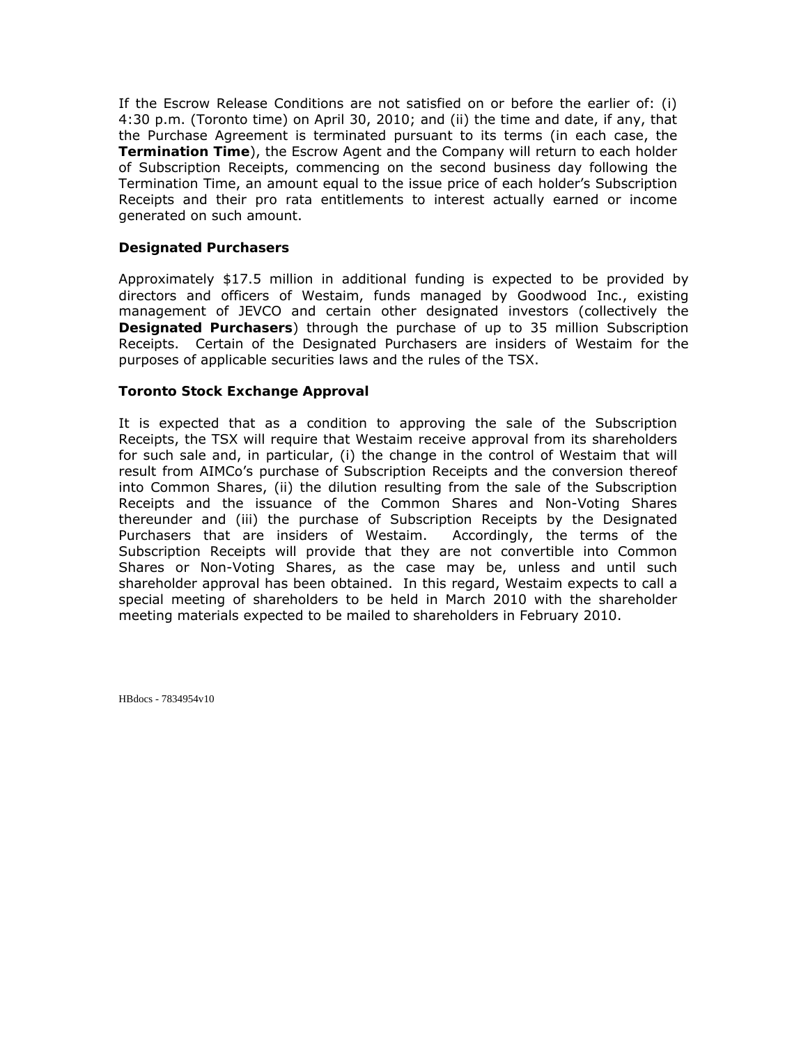If the Escrow Release Conditions are not satisfied on or before the earlier of: (i) 4:30 p.m. (Toronto time) on April 30, 2010; and (ii) the time and date, if any, that the Purchase Agreement is terminated pursuant to its terms (in each case, the **Termination Time**), the Escrow Agent and the Company will return to each holder of Subscription Receipts, commencing on the second business day following the Termination Time, an amount equal to the issue price of each holder's Subscription Receipts and their pro rata entitlements to interest actually earned or income generated on such amount.

**Designated Purchasers**

Approximately $17.5 million in additional funding is expected to be provided by directors and officers of Westaim, funds managed by Goodwood Inc., existing management of JEVCO and certain other designated investors (collectively the **Designated Purchasers**) through the purchase of up to 35 million Subscription Receipts. Certain of the Designated Purchasers are insiders of Westaim for the purposes of applicable securities laws and the rules of the TSX.

**Toronto Stock Exchange Approval**

It is expected that as a condition to approving the sale of the Subscription Receipts, the TSX will require that Westaim receive approval from its shareholders for such sale and, in particular, (i) the change in the control of Westaim that will result from AIMCo's purchase of Subscription Receipts and the conversion thereof into Common Shares, (ii) the dilution resulting from the sale of the Subscription Receipts and the issuance of the Common Shares and Non-Voting Shares thereunder and (iii) the purchase of Subscription Receipts by the Designated Purchasers that are insiders of Westaim. Accordingly, the terms of the Subscription Receipts will provide that they are not convertible into Common Shares or Non-Voting Shares, as the case may be, unless and until such shareholder approval has been obtained. In this regard, Westaim expects to call a special meeting of shareholders to be held in March 2010 with the shareholder meeting materials expected to be mailed to shareholders in February 2010.